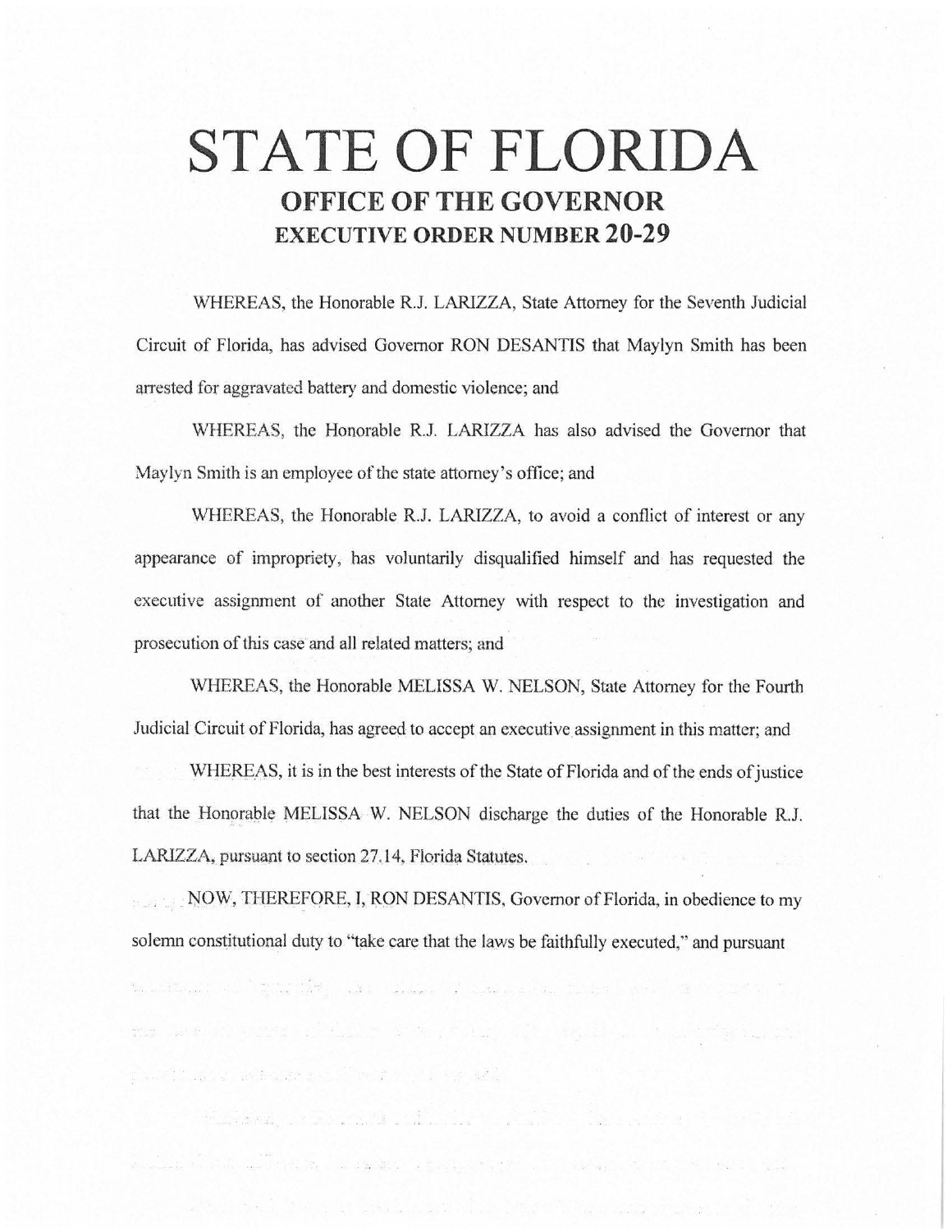# STATE OF FLORIDA

## OFFICE OF THE GOVERNOR

## EXECUTIVE ORDER NUMBER 20-29

WHEREAS, the Honorable R.J. LARIZZA, State Attorney for the Seventh Judicial Circuit of Florida, has advised Governor RON DESANTIS that Maylyn Smith has been arrested for aggravated battery and domestic violence; and

WHEREAS, the Honorable R.J. LARIZZA has also advised the Governor that Maylyn Smith is an employee of the state attorney's office; and

WHEREAS, the Honorable R.J. LARIZZA, to avoid a conflict of interest or any appearance of impropriety, has voluntarily disqualified himself and has requested the executive assignment of another State Attorney with respect to the investigation and prosecution of this case and all related matters; and

WHEREAS, the Honorable MELISSA W. NELSON, State Attorney for the Fourth Judicial Circuit of Florida, has agreed to accept an executive assignment in this matter; and

WHEREAS, it is in the best interests of the State of Florida and of the ends of justice that the Honorable MELISSA W. NELSON discharge the duties of the Honorable R.J. LARIZZA, pursuant to section 27.14, Florida Statutes.

NOW, THEREFORE, I, RON DESANTIS, Governor of Florida, in obedience to my solemn constitutional duty to "take care that the laws be faithfully executed," and pursuant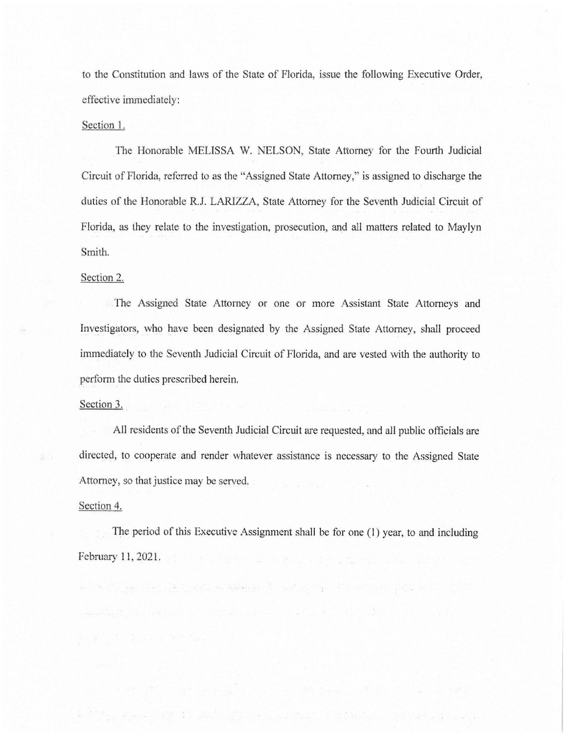to the Constitution and laws of the State of Florida, issue the following Executive Order, effective immediately:

Section 1.

The Honorable MELISSA W. NELSON, State Attorney for the Fourth Judicial Circuit of Florida, referred to as the "Assigned State Attorney," is assigned to discharge the duties of the Honorable R.J. LARIZZA, State Attorney for the Seventh Judicial Circuit of Florida, as they relate to the investigation, prosecution, and all matters related to Maylyn Smith.

Section 2.

The Assigned State Attorney or one or more Assistant State Attorneys and Investigators, who have been designated by the Assigned State Attorney, shall proceed immediately to the Seventh Judicial Circuit of Florida, and are vested with the authority to perform the duties prescribed herein.

Section 3.

All residents of the Seventh Judicial Circuit are requested, and all public officials are directed, to cooperate and render whatever assistance is necessary to the Assigned State Attorney, so that justice may be served.

Section 4.

The period of this Executive Assignment shall be for one (1) year, to and including February 11, 2021.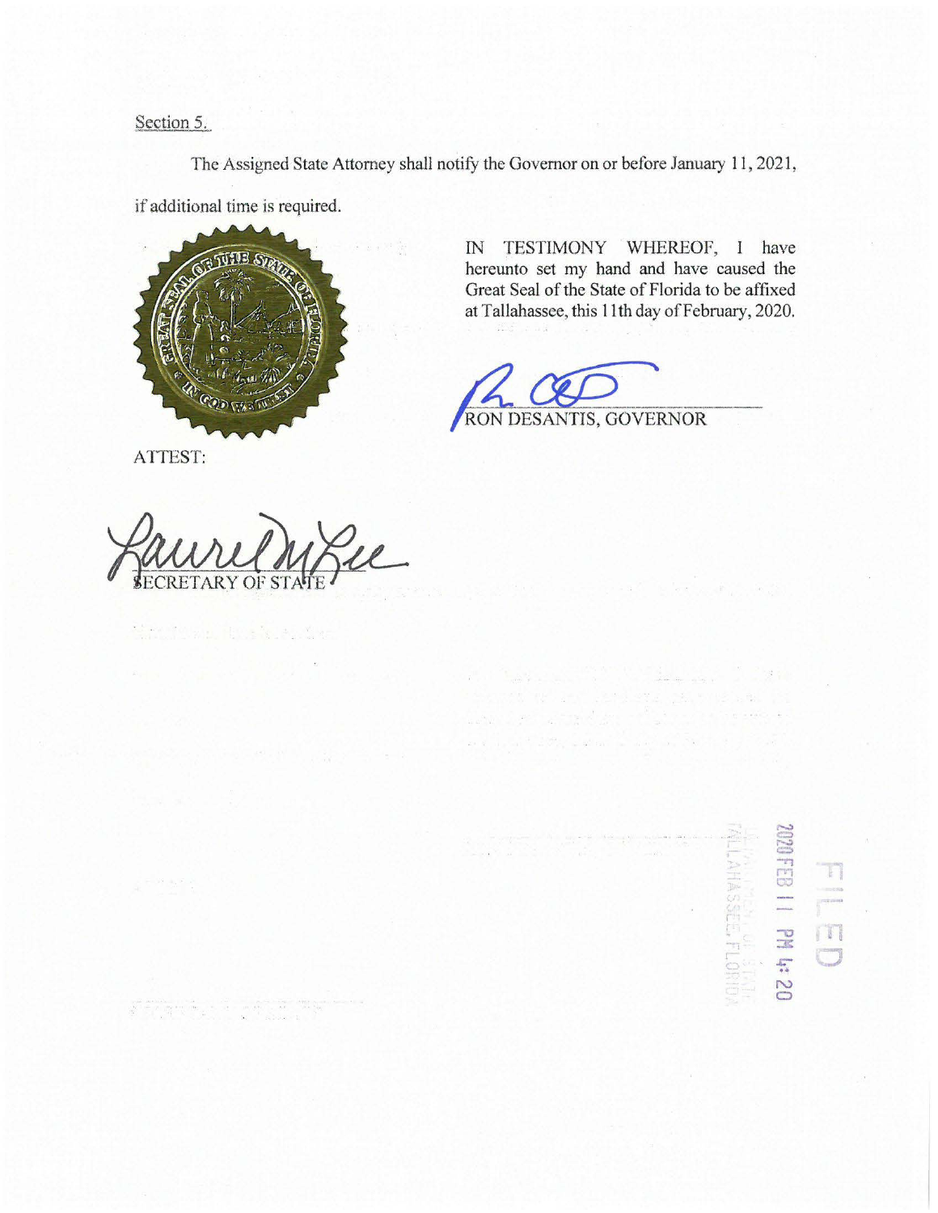Section 5.

The Assigned State Attorney shall notify the Governor on or before January 11, 2021, if additional time is required.

IN TESTIMONY WHEREOF, I have hereunto set my hand and have caused the Great Seal of the State of Florida to be affixed at Tallahassee, this 11th day of February, 2020.

RON DESANTIS, GOVERNOR

ATTEST:

SECRETARY OF STATE

FILED

2020 FEB 11 PM 4:20

DEPARTMENT OF STATE
TALLAHASSEE, FLORIDA